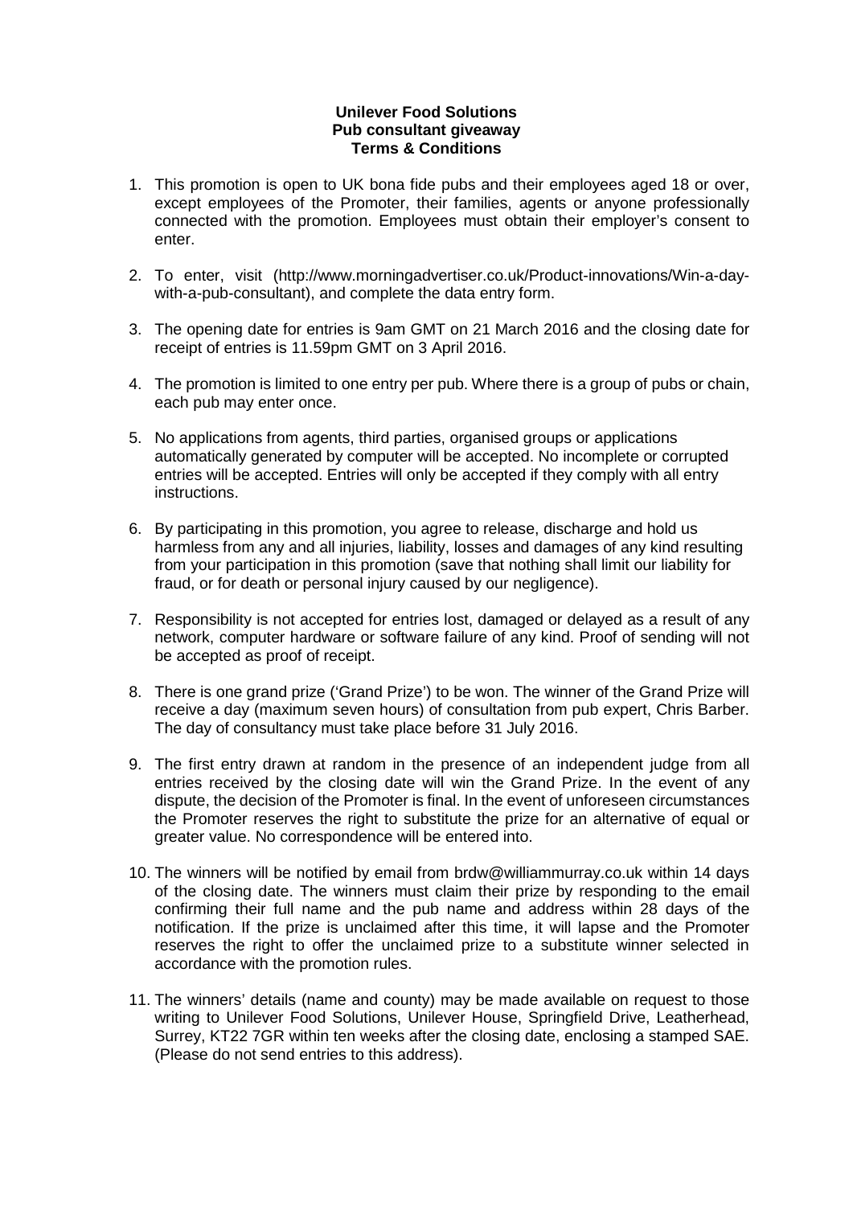**Unilever Food Solutions**
**Pub consultant giveaway**
**Terms & Conditions**

1. This promotion is open to UK bona fide pubs and their employees aged 18 or over, except employees of the Promoter, their families, agents or anyone professionally connected with the promotion. Employees must obtain their employer's consent to enter.

2. To enter, visit (http://www.morningadvertiser.co.uk/Product-innovations/Win-a-day-with-a-pub-consultant), and complete the data entry form.

3. The opening date for entries is 9am GMT on 21 March 2016 and the closing date for receipt of entries is 11.59pm GMT on 3 April 2016.

4. The promotion is limited to one entry per pub. Where there is a group of pubs or chain, each pub may enter once.

5. No applications from agents, third parties, organised groups or applications automatically generated by computer will be accepted. No incomplete or corrupted entries will be accepted. Entries will only be accepted if they comply with all entry instructions.

6. By participating in this promotion, you agree to release, discharge and hold us harmless from any and all injuries, liability, losses and damages of any kind resulting from your participation in this promotion (save that nothing shall limit our liability for fraud, or for death or personal injury caused by our negligence).

7. Responsibility is not accepted for entries lost, damaged or delayed as a result of any network, computer hardware or software failure of any kind. Proof of sending will not be accepted as proof of receipt.

8. There is one grand prize ('Grand Prize') to be won. The winner of the Grand Prize will receive a day (maximum seven hours) of consultation from pub expert, Chris Barber. The day of consultancy must take place before 31 July 2016.

9. The first entry drawn at random in the presence of an independent judge from all entries received by the closing date will win the Grand Prize. In the event of any dispute, the decision of the Promoter is final. In the event of unforeseen circumstances the Promoter reserves the right to substitute the prize for an alternative of equal or greater value. No correspondence will be entered into.

10. The winners will be notified by email from brdw@williammurray.co.uk within 14 days of the closing date. The winners must claim their prize by responding to the email confirming their full name and the pub name and address within 28 days of the notification. If the prize is unclaimed after this time, it will lapse and the Promoter reserves the right to offer the unclaimed prize to a substitute winner selected in accordance with the promotion rules.

11. The winners' details (name and county) may be made available on request to those writing to Unilever Food Solutions, Unilever House, Springfield Drive, Leatherhead, Surrey, KT22 7GR within ten weeks after the closing date, enclosing a stamped SAE. (Please do not send entries to this address).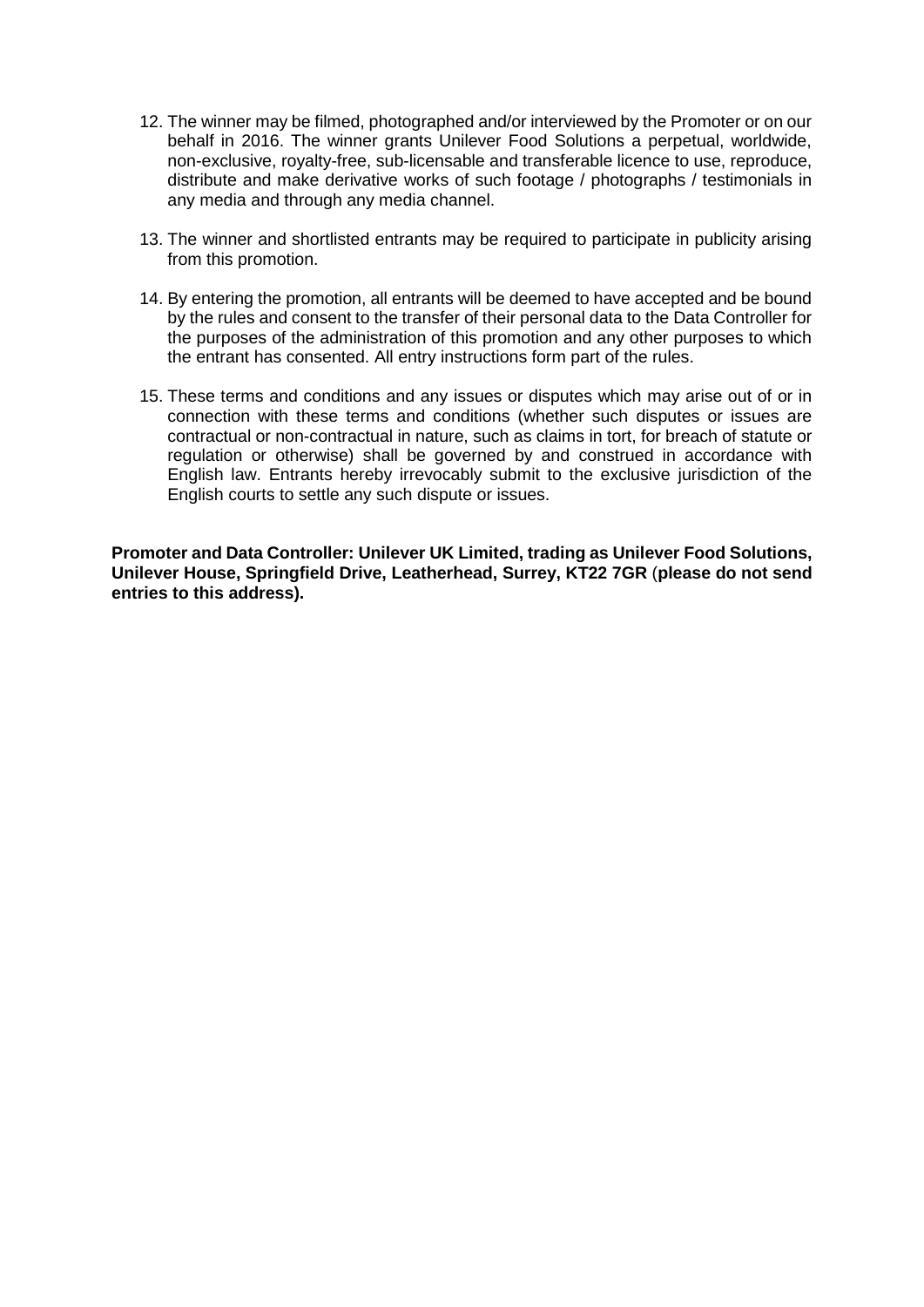12. The winner may be filmed, photographed and/or interviewed by the Promoter or on our behalf in 2016. The winner grants Unilever Food Solutions a perpetual, worldwide, non-exclusive, royalty-free, sub-licensable and transferable licence to use, reproduce, distribute and make derivative works of such footage / photographs / testimonials in any media and through any media channel.

13. The winner and shortlisted entrants may be required to participate in publicity arising from this promotion.

14. By entering the promotion, all entrants will be deemed to have accepted and be bound by the rules and consent to the transfer of their personal data to the Data Controller for the purposes of the administration of this promotion and any other purposes to which the entrant has consented. All entry instructions form part of the rules.

15. These terms and conditions and any issues or disputes which may arise out of or in connection with these terms and conditions (whether such disputes or issues are contractual or non-contractual in nature, such as claims in tort, for breach of statute or regulation or otherwise) shall be governed by and construed in accordance with English law. Entrants hereby irrevocably submit to the exclusive jurisdiction of the English courts to settle any such dispute or issues.

**Promoter and Data Controller: Unilever UK Limited, trading as Unilever Food Solutions, Unilever House, Springfield Drive, Leatherhead, Surrey, KT22 7GR** (**please do not send entries to this address).**